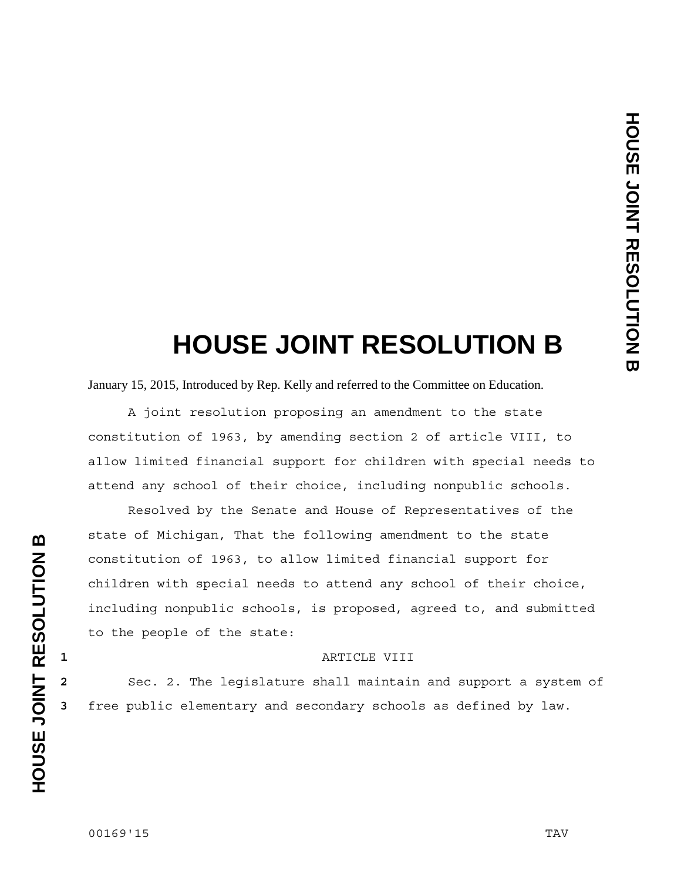# HOUSE JOINT RESOLUTION B

January 15, 2015, Introduced by Rep. Kelly and referred to the Committee on Education.

A joint resolution proposing an amendment to the state constitution of 1963, by amending section 2 of article VIII, to allow limited financial support for children with special needs to attend any school of their choice, including nonpublic schools.

Resolved by the Senate and House of Representatives of the state of Michigan, That the following amendment to the state constitution of 1963, to allow limited financial support for children with special needs to attend any school of their choice, including nonpublic schools, is proposed, agreed to, and submitted to the people of the state:

ARTICLE VIII

Sec. 2. The legislature shall maintain and support a system of free public elementary and secondary schools as defined by law.

00169'15 TAV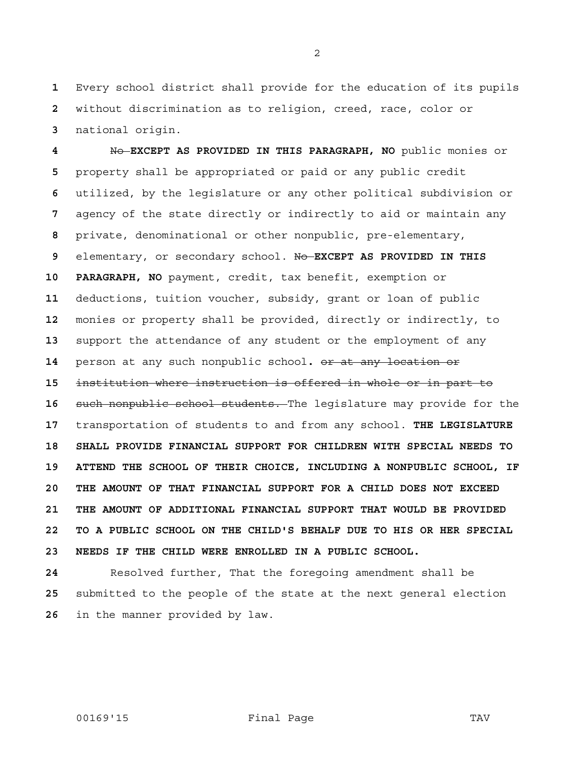Every school district shall provide for the education of its pupils without discrimination as to religion, creed, race, color or national origin.

~~No~~ **EXCEPT AS PROVIDED IN THIS PARAGRAPH, NO** public monies or property shall be appropriated or paid or any public credit utilized, by the legislature or any other political subdivision or agency of the state directly or indirectly to aid or maintain any private, denominational or other nonpublic, pre-elementary, elementary, or secondary school. ~~No~~ **EXCEPT AS PROVIDED IN THIS PARAGRAPH, NO** payment, credit, tax benefit, exemption or deductions, tuition voucher, subsidy, grant or loan of public monies or property shall be provided, directly or indirectly, to support the attendance of any student or the employment of any person at any such nonpublic school**.** ~~or at any location or institution where instruction is offered in whole or in part to such nonpublic school students.~~ The legislature may provide for the transportation of students to and from any school. **THE LEGISLATURE SHALL PROVIDE FINANCIAL SUPPORT FOR CHILDREN WITH SPECIAL NEEDS TO ATTEND THE SCHOOL OF THEIR CHOICE, INCLUDING A NONPUBLIC SCHOOL, IF THE AMOUNT OF THAT FINANCIAL SUPPORT FOR A CHILD DOES NOT EXCEED THE AMOUNT OF ADDITIONAL FINANCIAL SUPPORT THAT WOULD BE PROVIDED TO A PUBLIC SCHOOL ON THE CHILD'S BEHALF DUE TO HIS OR HER SPECIAL NEEDS IF THE CHILD WERE ENROLLED IN A PUBLIC SCHOOL.**

Resolved further, That the foregoing amendment shall be submitted to the people of the state at the next general election in the manner provided by law.